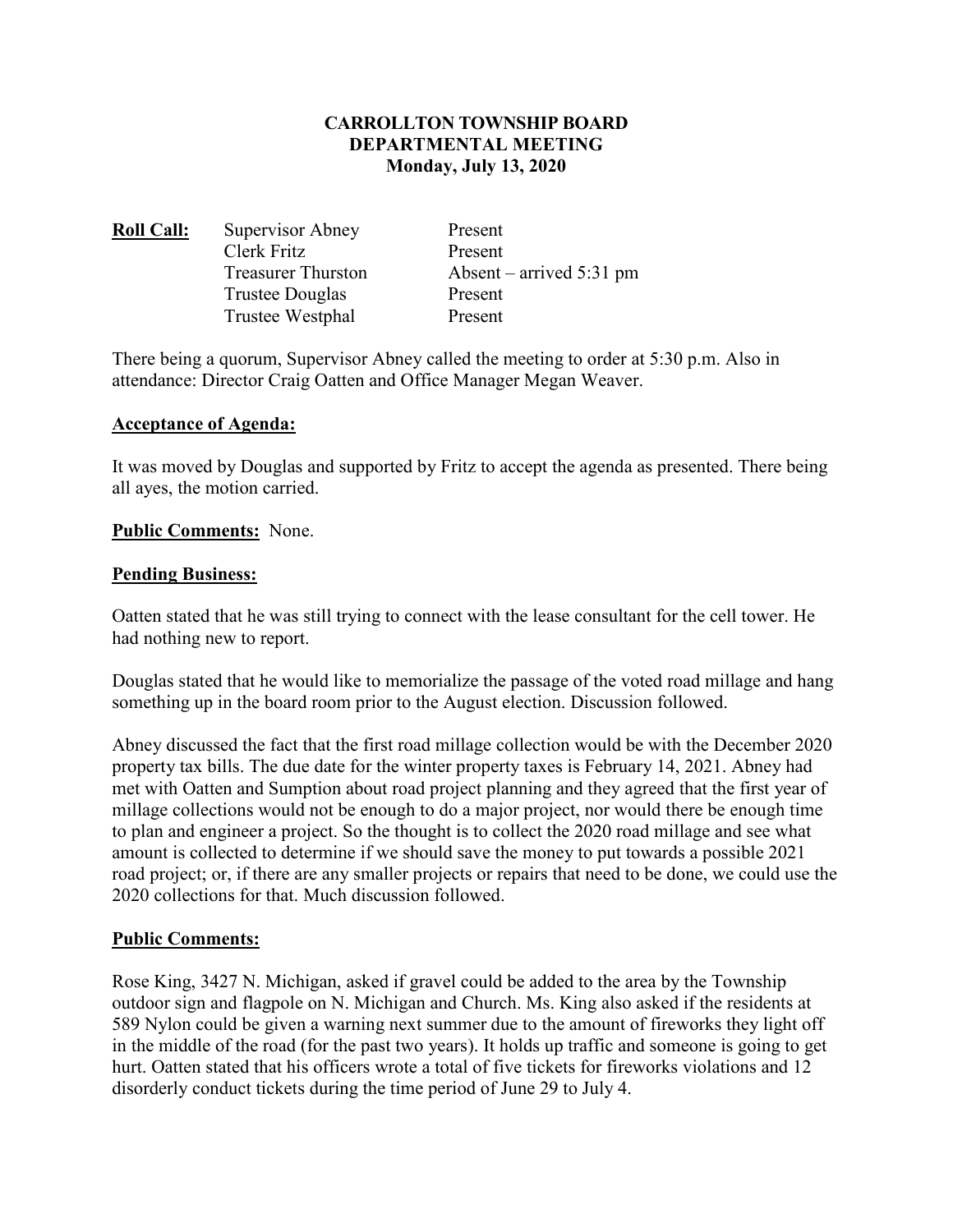**CARROLLTON TOWNSHIP BOARD**
**DEPARTMENTAL MEETING**
**Monday, July 13, 2020**

| **Roll Call:** | | |
|---|---|---|
| | Supervisor Abney | Present |
| | Clerk Fritz | Present |
| | Treasurer Thurston | Absent – arrived 5:31 pm |
| | Trustee Douglas | Present |
| | Trustee Westphal | Present |

There being a quorum, Supervisor Abney called the meeting to order at 5:30 p.m. Also in attendance: Director Craig Oatten and Office Manager Megan Weaver.

**Acceptance of Agenda:**

It was moved by Douglas and supported by Fritz to accept the agenda as presented. There being all ayes, the motion carried.

**Public Comments:** None.

**Pending Business:**

Oatten stated that he was still trying to connect with the lease consultant for the cell tower. He had nothing new to report.

Douglas stated that he would like to memorialize the passage of the voted road millage and hang something up in the board room prior to the August election. Discussion followed.

Abney discussed the fact that the first road millage collection would be with the December 2020 property tax bills. The due date for the winter property taxes is February 14, 2021. Abney had met with Oatten and Sumption about road project planning and they agreed that the first year of millage collections would not be enough to do a major project, nor would there be enough time to plan and engineer a project. So the thought is to collect the 2020 road millage and see what amount is collected to determine if we should save the money to put towards a possible 2021 road project; or, if there are any smaller projects or repairs that need to be done, we could use the 2020 collections for that. Much discussion followed.

**Public Comments:**

Rose King, 3427 N. Michigan, asked if gravel could be added to the area by the Township outdoor sign and flagpole on N. Michigan and Church. Ms. King also asked if the residents at 589 Nylon could be given a warning next summer due to the amount of fireworks they light off in the middle of the road (for the past two years). It holds up traffic and someone is going to get hurt. Oatten stated that his officers wrote a total of five tickets for fireworks violations and 12 disorderly conduct tickets during the time period of June 29 to July 4.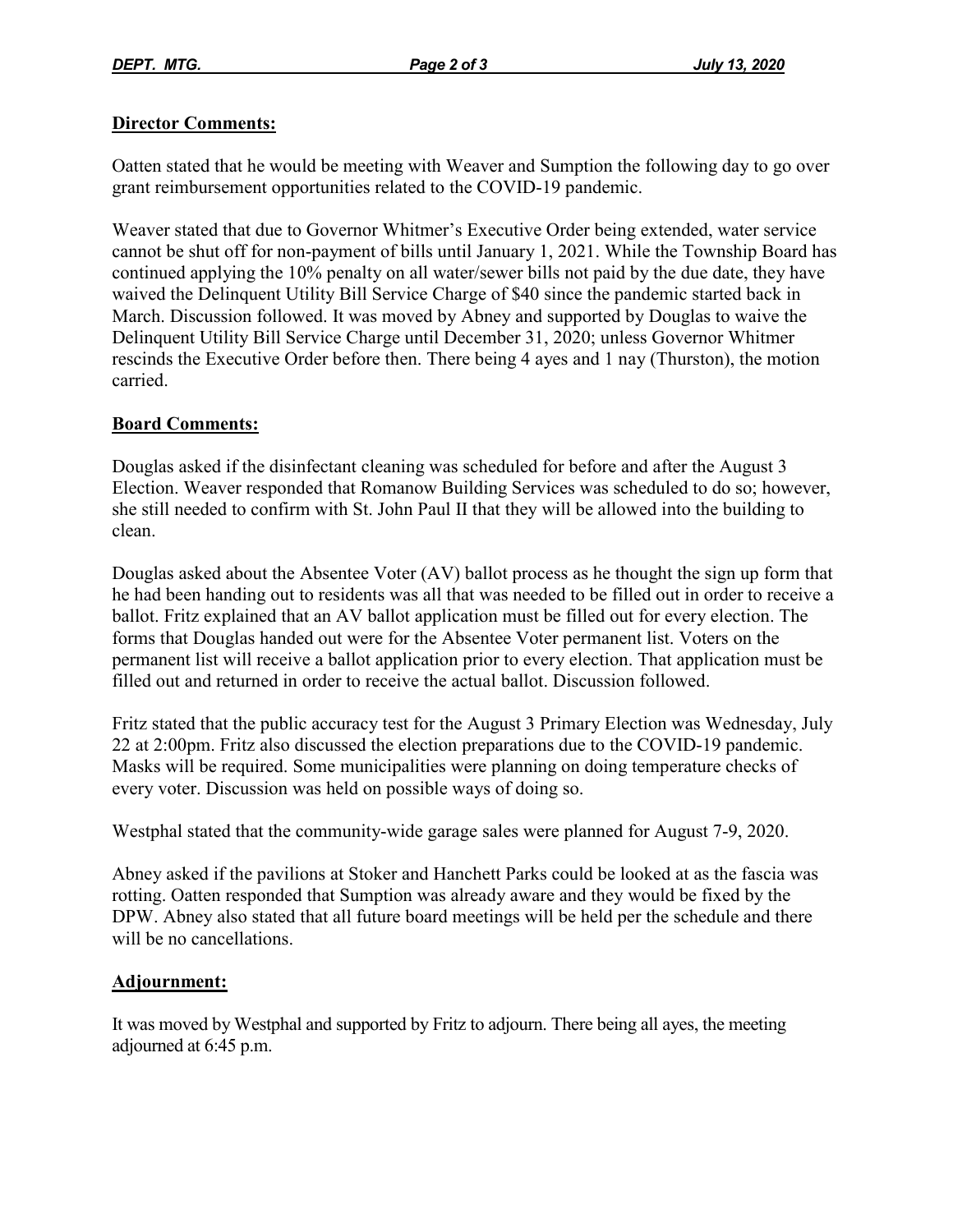**Director Comments:**

Oatten stated that he would be meeting with Weaver and Sumption the following day to go over grant reimbursement opportunities related to the COVID-19 pandemic.

Weaver stated that due to Governor Whitmer's Executive Order being extended, water service cannot be shut off for non-payment of bills until January 1, 2021. While the Township Board has continued applying the 10% penalty on all water/sewer bills not paid by the due date, they have waived the Delinquent Utility Bill Service Charge of $40 since the pandemic started back in March. Discussion followed. It was moved by Abney and supported by Douglas to waive the Delinquent Utility Bill Service Charge until December 31, 2020; unless Governor Whitmer rescinds the Executive Order before then. There being 4 ayes and 1 nay (Thurston), the motion carried.

**Board Comments:**

Douglas asked if the disinfectant cleaning was scheduled for before and after the August 3 Election. Weaver responded that Romanow Building Services was scheduled to do so; however, she still needed to confirm with St. John Paul II that they will be allowed into the building to clean.

Douglas asked about the Absentee Voter (AV) ballot process as he thought the sign up form that he had been handing out to residents was all that was needed to be filled out in order to receive a ballot. Fritz explained that an AV ballot application must be filled out for every election. The forms that Douglas handed out were for the Absentee Voter permanent list. Voters on the permanent list will receive a ballot application prior to every election. That application must be filled out and returned in order to receive the actual ballot. Discussion followed.

Fritz stated that the public accuracy test for the August 3 Primary Election was Wednesday, July 22 at 2:00pm. Fritz also discussed the election preparations due to the COVID-19 pandemic. Masks will be required. Some municipalities were planning on doing temperature checks of every voter. Discussion was held on possible ways of doing so.

Westphal stated that the community-wide garage sales were planned for August 7-9, 2020.

Abney asked if the pavilions at Stoker and Hanchett Parks could be looked at as the fascia was rotting. Oatten responded that Sumption was already aware and they would be fixed by the DPW. Abney also stated that all future board meetings will be held per the schedule and there will be no cancellations.

**Adjournment:**

It was moved by Westphal and supported by Fritz to adjourn. There being all ayes, the meeting adjourned at 6:45 p.m.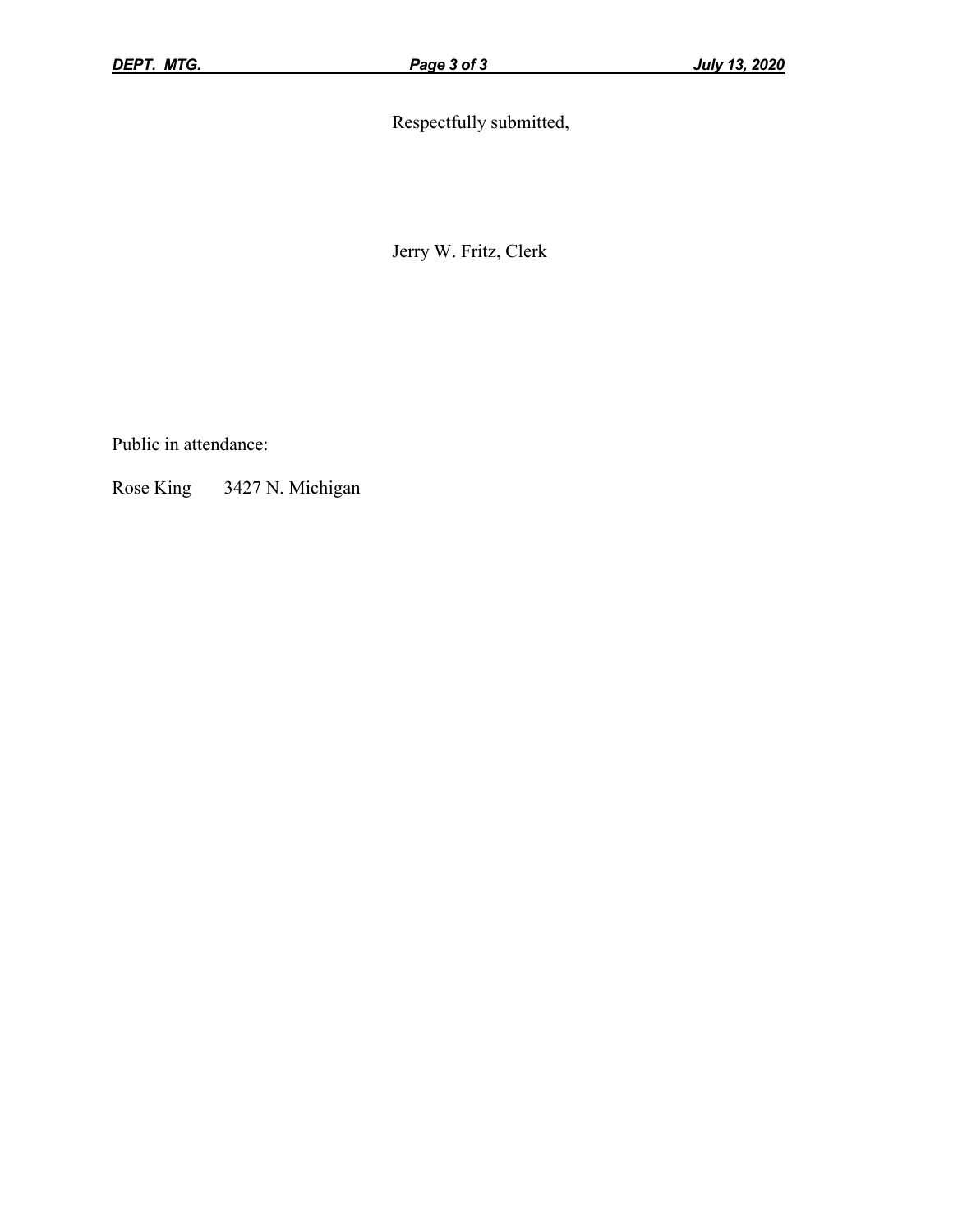Respectfully submitted,

Jerry W. Fritz, Clerk

Public in attendance:

Rose King 3427 N. Michigan